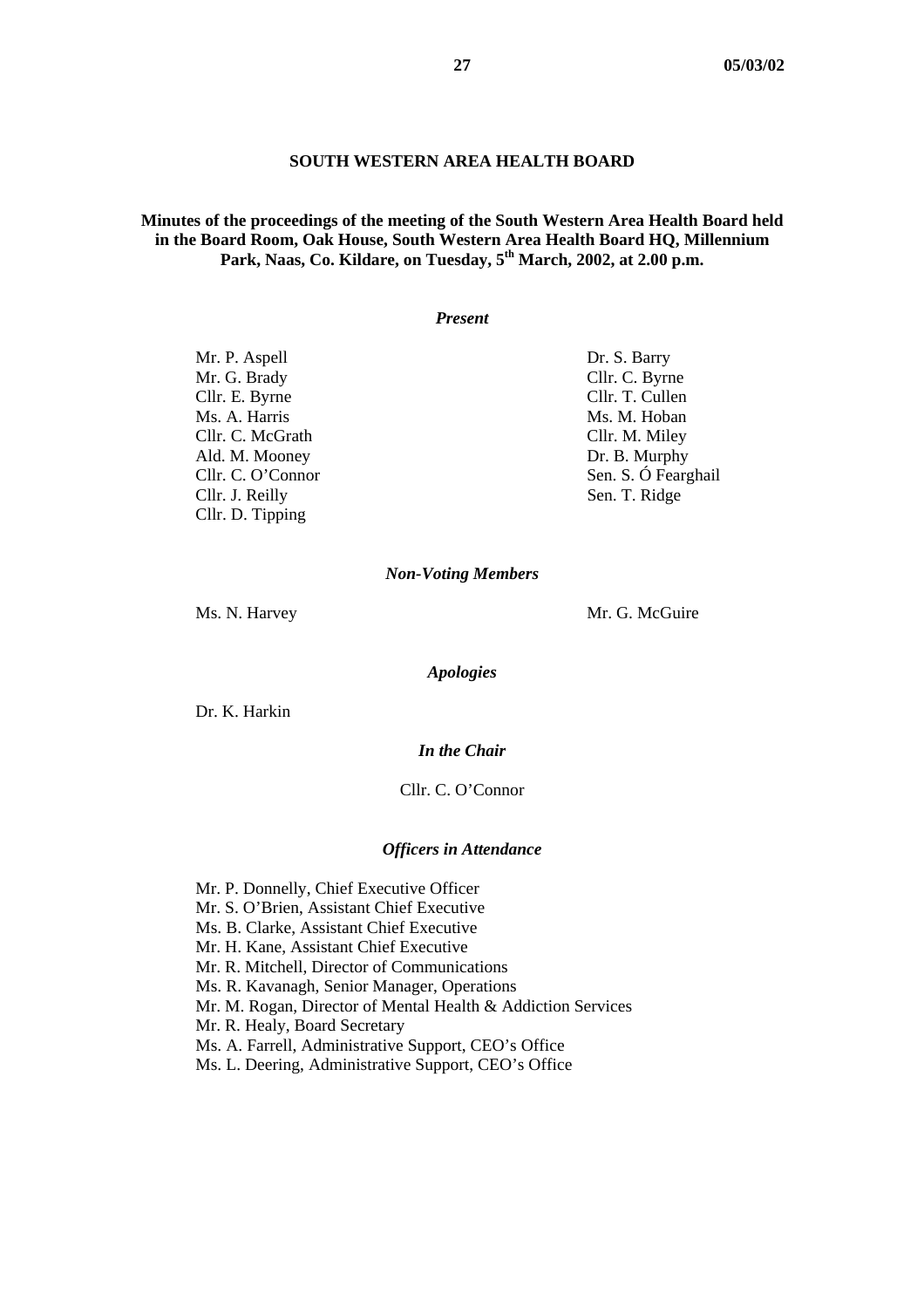# SOUTH WESTERN AREA HEALTH BOARD

**Minutes of the proceedings of the meeting of the South Western Area Health Board held in the Board Room, Oak House, South Western Area Health Board HQ, Millennium Park, Naas, Co. Kildare, on Tuesday, 5th March, 2002, at 2.00 p.m.**

***Present***

Mr. P. Aspell
Dr. S. Barry
Mr. G. Brady
Cllr. C. Byrne
Cllr. E. Byrne
Cllr. T. Cullen
Ms. A. Harris
Ms. M. Hoban
Cllr. C. McGrath
Cllr. M. Miley
Ald. M. Mooney
Dr. B. Murphy
Cllr. C. O'Connor
Sen. S. Ó Fearghail
Cllr. J. Reilly
Sen. T. Ridge
Cllr. D. Tipping

***Non-Voting Members***

Ms. N. Harvey
Mr. G. McGuire

***Apologies***

Dr. K. Harkin

***In the Chair***

Cllr. C. O'Connor

***Officers in Attendance***

Mr. P. Donnelly, Chief Executive Officer
Mr. S. O'Brien, Assistant Chief Executive
Ms. B. Clarke, Assistant Chief Executive
Mr. H. Kane, Assistant Chief Executive
Mr. R. Mitchell, Director of Communications
Ms. R. Kavanagh, Senior Manager, Operations
Mr. M. Rogan, Director of Mental Health & Addiction Services
Mr. R. Healy, Board Secretary
Ms. A. Farrell, Administrative Support, CEO's Office
Ms. L. Deering, Administrative Support, CEO's Office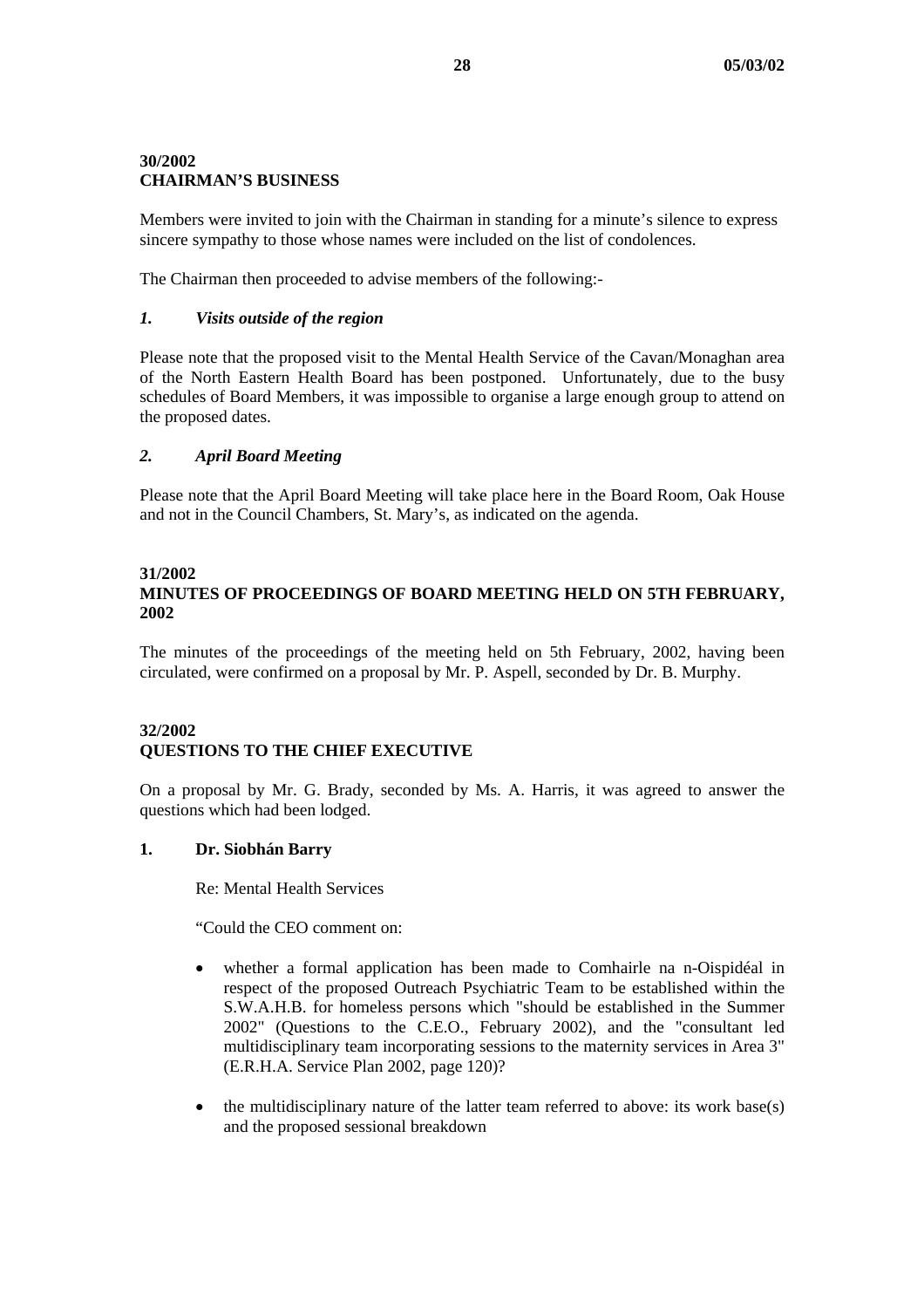**30/2002**
**CHAIRMAN'S BUSINESS**

Members were invited to join with the Chairman in standing for a minute's silence to express sincere sympathy to those whose names were included on the list of condolences.

The Chairman then proceeded to advise members of the following:-

***1. Visits outside of the region***

Please note that the proposed visit to the Mental Health Service of the Cavan/Monaghan area of the North Eastern Health Board has been postponed. Unfortunately, due to the busy schedules of Board Members, it was impossible to organise a large enough group to attend on the proposed dates.

***2. April Board Meeting***

Please note that the April Board Meeting will take place here in the Board Room, Oak House and not in the Council Chambers, St. Mary's, as indicated on the agenda.

**31/2002**
**MINUTES OF PROCEEDINGS OF BOARD MEETING HELD ON 5TH FEBRUARY, 2002**

The minutes of the proceedings of the meeting held on 5th February, 2002, having been circulated, were confirmed on a proposal by Mr. P. Aspell, seconded by Dr. B. Murphy.

**32/2002**
**QUESTIONS TO THE CHIEF EXECUTIVE**

On a proposal by Mr. G. Brady, seconded by Ms. A. Harris, it was agreed to answer the questions which had been lodged.

**1. Dr. Siobhán Barry**

Re: Mental Health Services

"Could the CEO comment on:

- whether a formal application has been made to Comhairle na n-Oispidéal in respect of the proposed Outreach Psychiatric Team to be established within the S.W.A.H.B. for homeless persons which "should be established in the Summer 2002" (Questions to the C.E.O., February 2002), and the "consultant led multidisciplinary team incorporating sessions to the maternity services in Area 3" (E.R.H.A. Service Plan 2002, page 120)?
- the multidisciplinary nature of the latter team referred to above: its work base(s) and the proposed sessional breakdown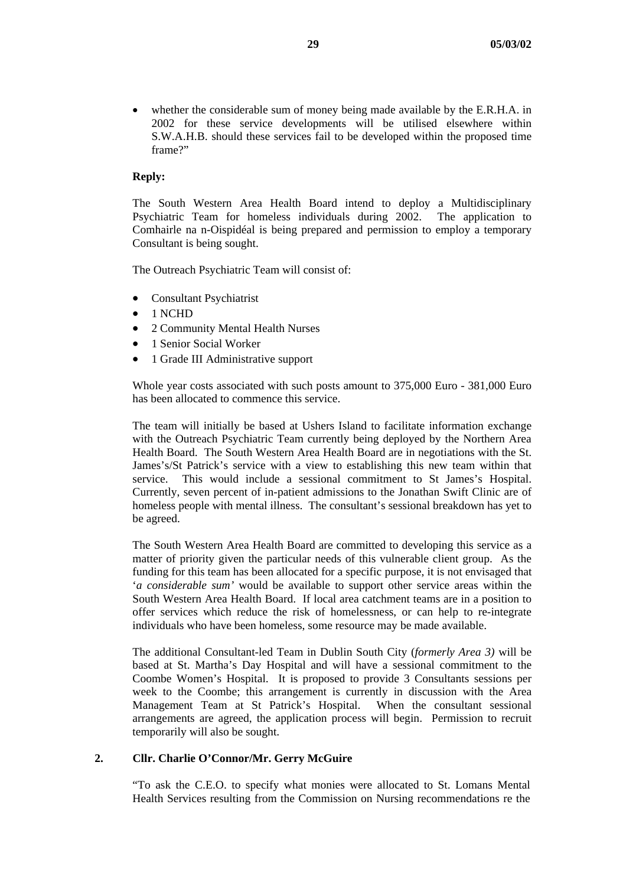- whether the considerable sum of money being made available by the E.R.H.A. in 2002 for these service developments will be utilised elsewhere within S.W.A.H.B. should these services fail to be developed within the proposed time frame?"

**Reply:**

The South Western Area Health Board intend to deploy a Multidisciplinary Psychiatric Team for homeless individuals during 2002. The application to Comhairle na n-Oispidéal is being prepared and permission to employ a temporary Consultant is being sought.

The Outreach Psychiatric Team will consist of:

- Consultant Psychiatrist
- 1 NCHD
- 2 Community Mental Health Nurses
- 1 Senior Social Worker
- 1 Grade III Administrative support

Whole year costs associated with such posts amount to 375,000 Euro - 381,000 Euro has been allocated to commence this service.

The team will initially be based at Ushers Island to facilitate information exchange with the Outreach Psychiatric Team currently being deployed by the Northern Area Health Board. The South Western Area Health Board are in negotiations with the St. James's/St Patrick's service with a view to establishing this new team within that service. This would include a sessional commitment to St James's Hospital. Currently, seven percent of in-patient admissions to the Jonathan Swift Clinic are of homeless people with mental illness. The consultant's sessional breakdown has yet to be agreed.

The South Western Area Health Board are committed to developing this service as a matter of priority given the particular needs of this vulnerable client group. As the funding for this team has been allocated for a specific purpose, it is not envisaged that '*a considerable sum'* would be available to support other service areas within the South Western Area Health Board. If local area catchment teams are in a position to offer services which reduce the risk of homelessness, or can help to re-integrate individuals who have been homeless, some resource may be made available.

The additional Consultant-led Team in Dublin South City (*formerly Area 3)* will be based at St. Martha's Day Hospital and will have a sessional commitment to the Coombe Women's Hospital. It is proposed to provide 3 Consultants sessions per week to the Coombe; this arrangement is currently in discussion with the Area Management Team at St Patrick's Hospital. When the consultant sessional arrangements are agreed, the application process will begin. Permission to recruit temporarily will also be sought.

**2. Cllr. Charlie O'Connor/Mr. Gerry McGuire**

"To ask the C.E.O. to specify what monies were allocated to St. Lomans Mental Health Services resulting from the Commission on Nursing recommendations re the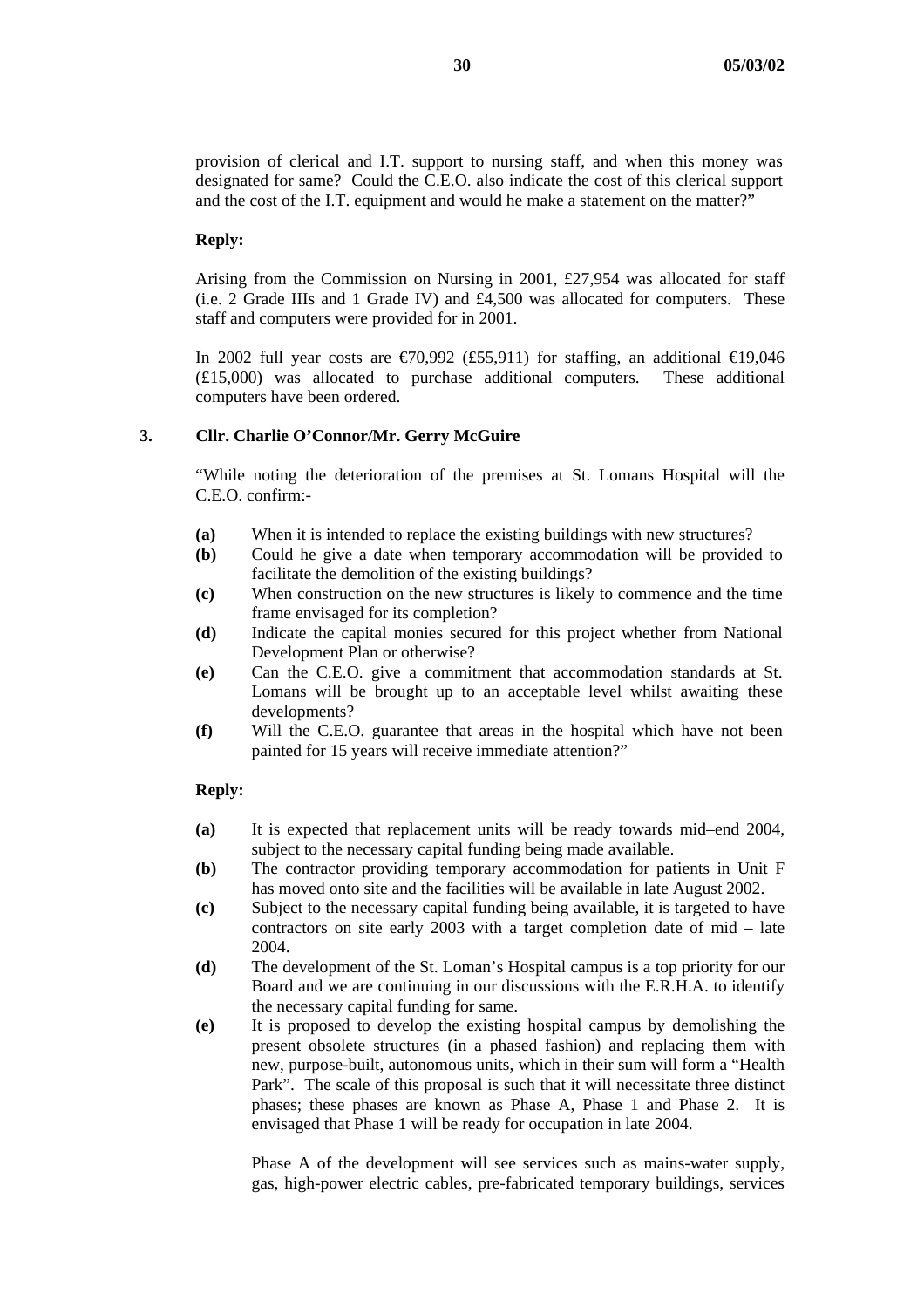provision of clerical and I.T. support to nursing staff, and when this money was designated for same? Could the C.E.O. also indicate the cost of this clerical support and the cost of the I.T. equipment and would he make a statement on the matter?"

**Reply:**

Arising from the Commission on Nursing in 2001, £27,954 was allocated for staff (i.e. 2 Grade IIIs and 1 Grade IV) and £4,500 was allocated for computers. These staff and computers were provided for in 2001.

In 2002 full year costs are €70,992 (£55,911) for staffing, an additional €19,046 (£15,000) was allocated to purchase additional computers. These additional computers have been ordered.

**3. Cllr. Charlie O'Connor/Mr. Gerry McGuire**

"While noting the deterioration of the premises at St. Lomans Hospital will the C.E.O. confirm:-

**(a)** When it is intended to replace the existing buildings with new structures?
**(b)** Could he give a date when temporary accommodation will be provided to facilitate the demolition of the existing buildings?
**(c)** When construction on the new structures is likely to commence and the time frame envisaged for its completion?
**(d)** Indicate the capital monies secured for this project whether from National Development Plan or otherwise?
**(e)** Can the C.E.O. give a commitment that accommodation standards at St. Lomans will be brought up to an acceptable level whilst awaiting these developments?
**(f)** Will the C.E.O. guarantee that areas in the hospital which have not been painted for 15 years will receive immediate attention?"

**Reply:**

**(a)** It is expected that replacement units will be ready towards mid–end 2004, subject to the necessary capital funding being made available.
**(b)** The contractor providing temporary accommodation for patients in Unit F has moved onto site and the facilities will be available in late August 2002.
**(c)** Subject to the necessary capital funding being available, it is targeted to have contractors on site early 2003 with a target completion date of mid – late 2004.
**(d)** The development of the St. Loman's Hospital campus is a top priority for our Board and we are continuing in our discussions with the E.R.H.A. to identify the necessary capital funding for same.
**(e)** It is proposed to develop the existing hospital campus by demolishing the present obsolete structures (in a phased fashion) and replacing them with new, purpose-built, autonomous units, which in their sum will form a "Health Park". The scale of this proposal is such that it will necessitate three distinct phases; these phases are known as Phase A, Phase 1 and Phase 2. It is envisaged that Phase 1 will be ready for occupation in late 2004.

Phase A of the development will see services such as mains-water supply, gas, high-power electric cables, pre-fabricated temporary buildings, services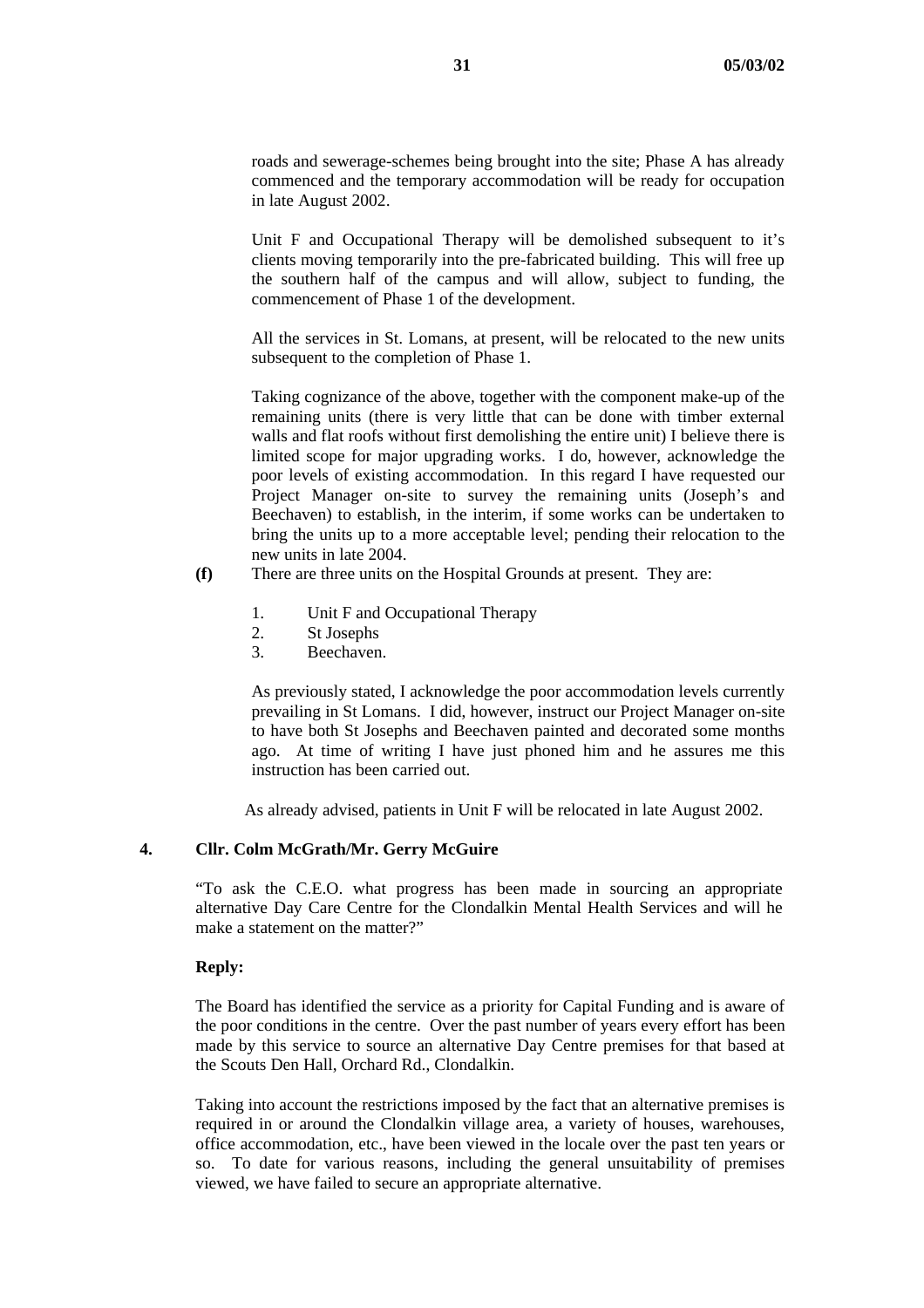roads and sewerage-schemes being brought into the site; Phase A has already commenced and the temporary accommodation will be ready for occupation in late August 2002.

Unit F and Occupational Therapy will be demolished subsequent to it's clients moving temporarily into the pre-fabricated building. This will free up the southern half of the campus and will allow, subject to funding, the commencement of Phase 1 of the development.

All the services in St. Lomans, at present, will be relocated to the new units subsequent to the completion of Phase 1.

Taking cognizance of the above, together with the component make-up of the remaining units (there is very little that can be done with timber external walls and flat roofs without first demolishing the entire unit) I believe there is limited scope for major upgrading works. I do, however, acknowledge the poor levels of existing accommodation. In this regard I have requested our Project Manager on-site to survey the remaining units (Joseph's and Beechaven) to establish, in the interim, if some works can be undertaken to bring the units up to a more acceptable level; pending their relocation to the new units in late 2004.

**(f)** There are three units on the Hospital Grounds at present. They are:

1. Unit F and Occupational Therapy
2. St Josephs
3. Beechaven.

As previously stated, I acknowledge the poor accommodation levels currently prevailing in St Lomans. I did, however, instruct our Project Manager on-site to have both St Josephs and Beechaven painted and decorated some months ago. At time of writing I have just phoned him and he assures me this instruction has been carried out.

As already advised, patients in Unit F will be relocated in late August 2002.

### 4. Cllr. Colm McGrath/Mr. Gerry McGuire

"To ask the C.E.O. what progress has been made in sourcing an appropriate alternative Day Care Centre for the Clondalkin Mental Health Services and will he make a statement on the matter?"

**Reply:**

The Board has identified the service as a priority for Capital Funding and is aware of the poor conditions in the centre. Over the past number of years every effort has been made by this service to source an alternative Day Centre premises for that based at the Scouts Den Hall, Orchard Rd., Clondalkin.

Taking into account the restrictions imposed by the fact that an alternative premises is required in or around the Clondalkin village area, a variety of houses, warehouses, office accommodation, etc., have been viewed in the locale over the past ten years or so. To date for various reasons, including the general unsuitability of premises viewed, we have failed to secure an appropriate alternative.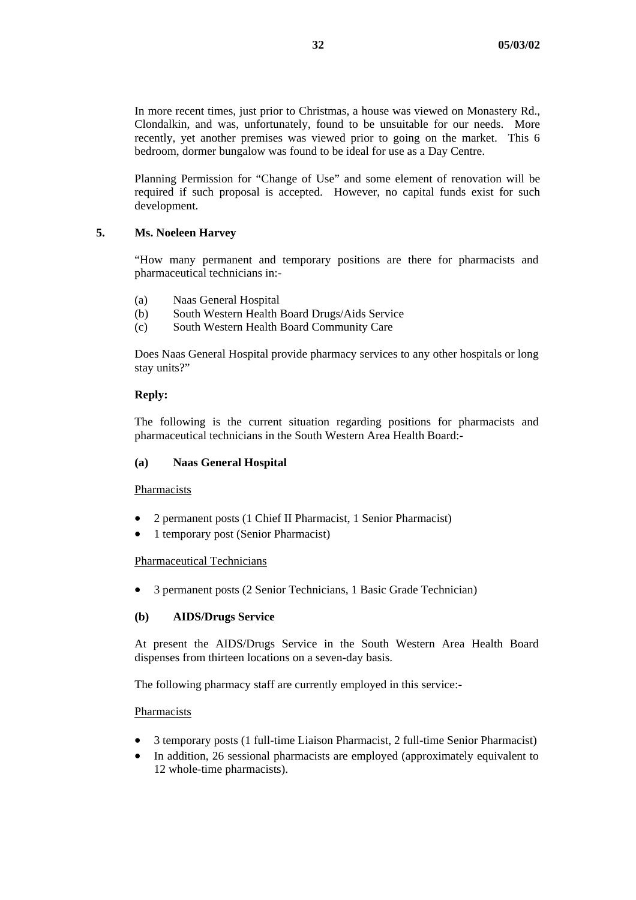In more recent times, just prior to Christmas, a house was viewed on Monastery Rd., Clondalkin, and was, unfortunately, found to be unsuitable for our needs. More recently, yet another premises was viewed prior to going on the market. This 6 bedroom, dormer bungalow was found to be ideal for use as a Day Centre.

Planning Permission for "Change of Use" and some element of renovation will be required if such proposal is accepted. However, no capital funds exist for such development.

**5. Ms. Noeleen Harvey**

"How many permanent and temporary positions are there for pharmacists and pharmaceutical technicians in:-

(a) Naas General Hospital
(b) South Western Health Board Drugs/Aids Service
(c) South Western Health Board Community Care

Does Naas General Hospital provide pharmacy services to any other hospitals or long stay units?"

**Reply:**

The following is the current situation regarding positions for pharmacists and pharmaceutical technicians in the South Western Area Health Board:-

**(a) Naas General Hospital**

Pharmacists

- 2 permanent posts (1 Chief II Pharmacist, 1 Senior Pharmacist)
- 1 temporary post (Senior Pharmacist)

Pharmaceutical Technicians

- 3 permanent posts (2 Senior Technicians, 1 Basic Grade Technician)

**(b) AIDS/Drugs Service**

At present the AIDS/Drugs Service in the South Western Area Health Board dispenses from thirteen locations on a seven-day basis.

The following pharmacy staff are currently employed in this service:-

Pharmacists

- 3 temporary posts (1 full-time Liaison Pharmacist, 2 full-time Senior Pharmacist)
- In addition, 26 sessional pharmacists are employed (approximately equivalent to 12 whole-time pharmacists).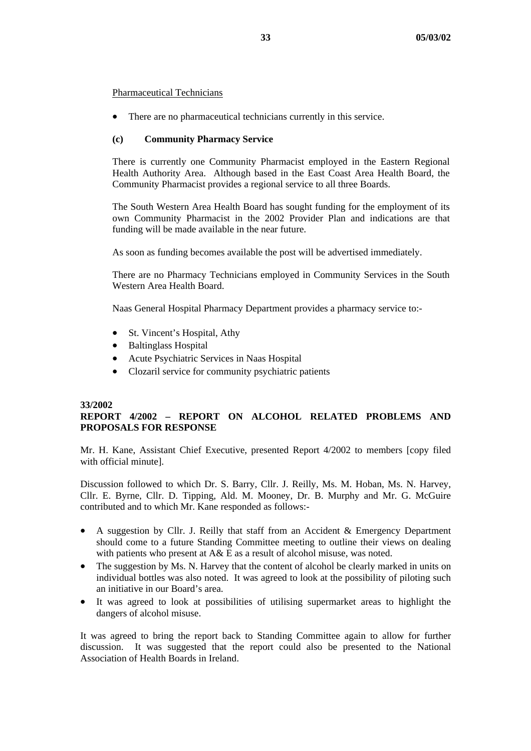Pharmaceutical Technicians

- There are no pharmaceutical technicians currently in this service.

**(c) Community Pharmacy Service**

There is currently one Community Pharmacist employed in the Eastern Regional Health Authority Area. Although based in the East Coast Area Health Board, the Community Pharmacist provides a regional service to all three Boards.

The South Western Area Health Board has sought funding for the employment of its own Community Pharmacist in the 2002 Provider Plan and indications are that funding will be made available in the near future.

As soon as funding becomes available the post will be advertised immediately.

There are no Pharmacy Technicians employed in Community Services in the South Western Area Health Board.

Naas General Hospital Pharmacy Department provides a pharmacy service to:-

- St. Vincent's Hospital, Athy
- Baltinglass Hospital
- Acute Psychiatric Services in Naas Hospital
- Clozaril service for community psychiatric patients

**33/2002**
**REPORT 4/2002 – REPORT ON ALCOHOL RELATED PROBLEMS AND PROPOSALS FOR RESPONSE**

Mr. H. Kane, Assistant Chief Executive, presented Report 4/2002 to members [copy filed with official minute].

Discussion followed to which Dr. S. Barry, Cllr. J. Reilly, Ms. M. Hoban, Ms. N. Harvey, Cllr. E. Byrne, Cllr. D. Tipping, Ald. M. Mooney, Dr. B. Murphy and Mr. G. McGuire contributed and to which Mr. Kane responded as follows:-

- A suggestion by Cllr. J. Reilly that staff from an Accident & Emergency Department should come to a future Standing Committee meeting to outline their views on dealing with patients who present at A& E as a result of alcohol misuse, was noted.
- The suggestion by Ms. N. Harvey that the content of alcohol be clearly marked in units on individual bottles was also noted. It was agreed to look at the possibility of piloting such an initiative in our Board's area.
- It was agreed to look at possibilities of utilising supermarket areas to highlight the dangers of alcohol misuse.

It was agreed to bring the report back to Standing Committee again to allow for further discussion. It was suggested that the report could also be presented to the National Association of Health Boards in Ireland.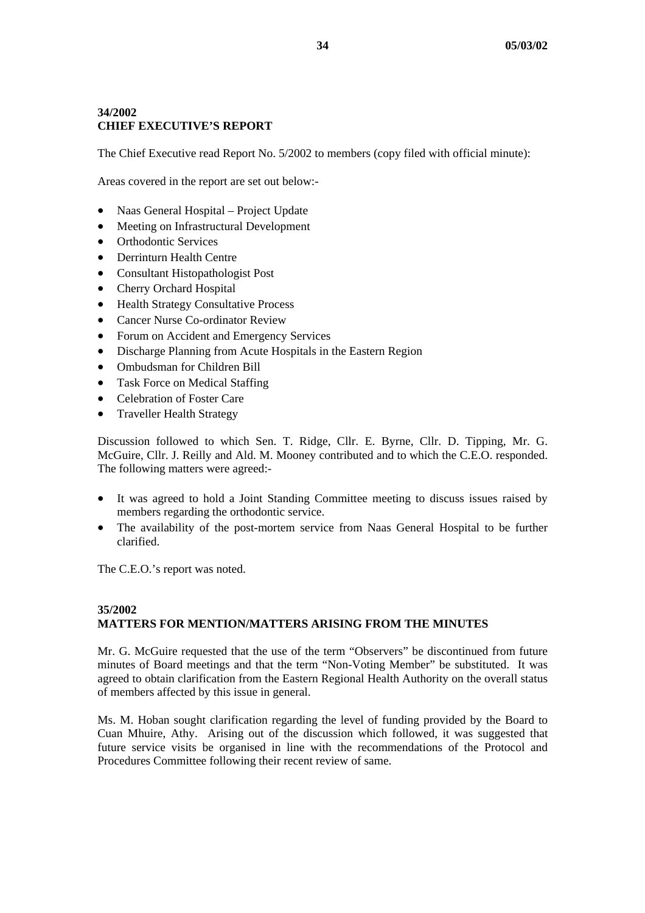**34/2002**
**CHIEF EXECUTIVE'S REPORT**

The Chief Executive read Report No. 5/2002 to members (copy filed with official minute):

Areas covered in the report are set out below:-

- Naas General Hospital – Project Update
- Meeting on Infrastructural Development
- Orthodontic Services
- Derrinturn Health Centre
- Consultant Histopathologist Post
- Cherry Orchard Hospital
- Health Strategy Consultative Process
- Cancer Nurse Co-ordinator Review
- Forum on Accident and Emergency Services
- Discharge Planning from Acute Hospitals in the Eastern Region
- Ombudsman for Children Bill
- Task Force on Medical Staffing
- Celebration of Foster Care
- Traveller Health Strategy

Discussion followed to which Sen. T. Ridge, Cllr. E. Byrne, Cllr. D. Tipping, Mr. G. McGuire, Cllr. J. Reilly and Ald. M. Mooney contributed and to which the C.E.O. responded. The following matters were agreed:-

- It was agreed to hold a Joint Standing Committee meeting to discuss issues raised by members regarding the orthodontic service.
- The availability of the post-mortem service from Naas General Hospital to be further clarified.

The C.E.O.'s report was noted.

**35/2002**
**MATTERS FOR MENTION/MATTERS ARISING FROM THE MINUTES**

Mr. G. McGuire requested that the use of the term "Observers" be discontinued from future minutes of Board meetings and that the term "Non-Voting Member" be substituted. It was agreed to obtain clarification from the Eastern Regional Health Authority on the overall status of members affected by this issue in general.

Ms. M. Hoban sought clarification regarding the level of funding provided by the Board to Cuan Mhuire, Athy. Arising out of the discussion which followed, it was suggested that future service visits be organised in line with the recommendations of the Protocol and Procedures Committee following their recent review of same.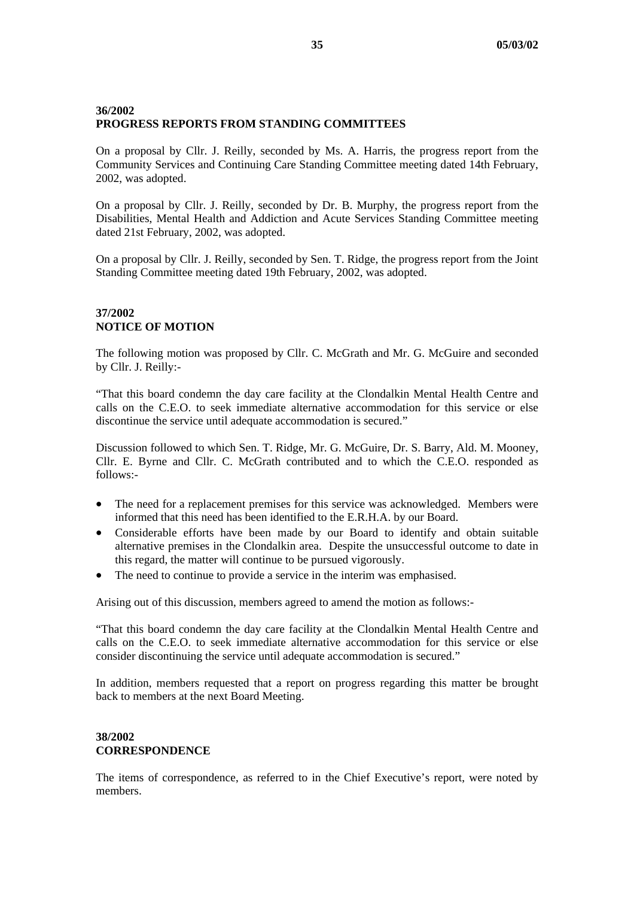## 36/2002
## PROGRESS REPORTS FROM STANDING COMMITTEES

On a proposal by Cllr. J. Reilly, seconded by Ms. A. Harris, the progress report from the Community Services and Continuing Care Standing Committee meeting dated 14th February, 2002, was adopted.

On a proposal by Cllr. J. Reilly, seconded by Dr. B. Murphy, the progress report from the Disabilities, Mental Health and Addiction and Acute Services Standing Committee meeting dated 21st February, 2002, was adopted.

On a proposal by Cllr. J. Reilly, seconded by Sen. T. Ridge, the progress report from the Joint Standing Committee meeting dated 19th February, 2002, was adopted.

## 37/2002
## NOTICE OF MOTION

The following motion was proposed by Cllr. C. McGrath and Mr. G. McGuire and seconded by Cllr. J. Reilly:-

"That this board condemn the day care facility at the Clondalkin Mental Health Centre and calls on the C.E.O. to seek immediate alternative accommodation for this service or else discontinue the service until adequate accommodation is secured."

Discussion followed to which Sen. T. Ridge, Mr. G. McGuire, Dr. S. Barry, Ald. M. Mooney, Cllr. E. Byrne and Cllr. C. McGrath contributed and to which the C.E.O. responded as follows:-

- The need for a replacement premises for this service was acknowledged. Members were informed that this need has been identified to the E.R.H.A. by our Board.
- Considerable efforts have been made by our Board to identify and obtain suitable alternative premises in the Clondalkin area. Despite the unsuccessful outcome to date in this regard, the matter will continue to be pursued vigorously.
- The need to continue to provide a service in the interim was emphasised.

Arising out of this discussion, members agreed to amend the motion as follows:-

"That this board condemn the day care facility at the Clondalkin Mental Health Centre and calls on the C.E.O. to seek immediate alternative accommodation for this service or else consider discontinuing the service until adequate accommodation is secured."

In addition, members requested that a report on progress regarding this matter be brought back to members at the next Board Meeting.

## 38/2002
## CORRESPONDENCE

The items of correspondence, as referred to in the Chief Executive's report, were noted by members.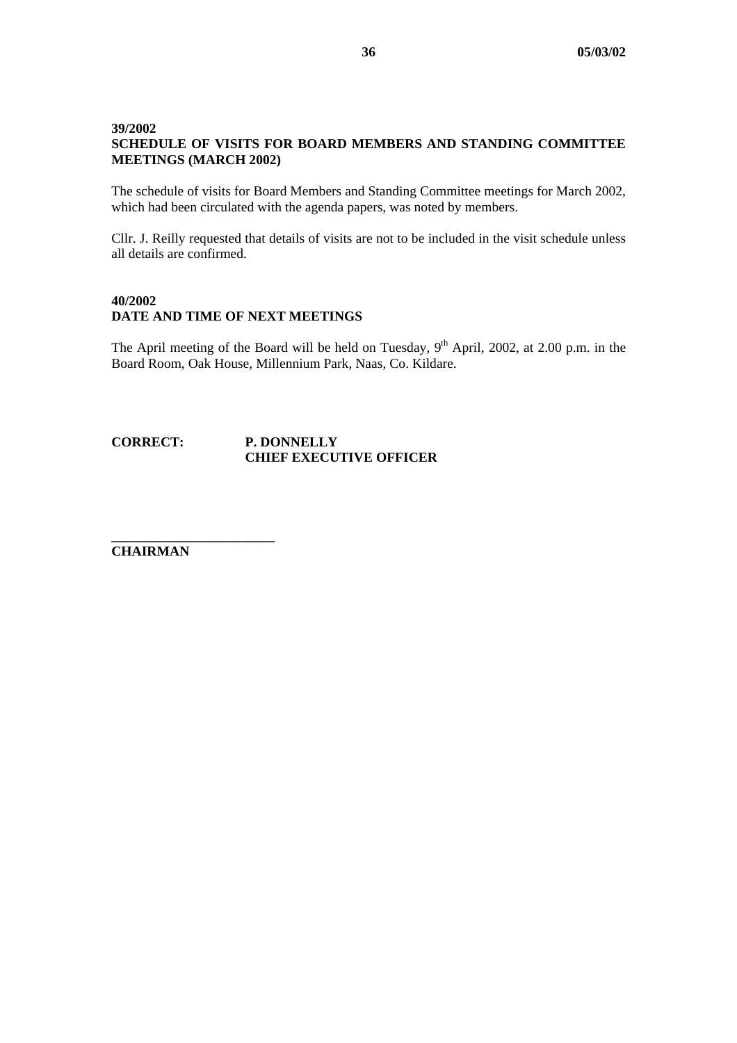**39/2002**
**SCHEDULE OF VISITS FOR BOARD MEMBERS AND STANDING COMMITTEE MEETINGS (MARCH 2002)**

The schedule of visits for Board Members and Standing Committee meetings for March 2002, which had been circulated with the agenda papers, was noted by members.

Cllr. J. Reilly requested that details of visits are not to be included in the visit schedule unless all details are confirmed.

**40/2002**
**DATE AND TIME OF NEXT MEETINGS**

The April meeting of the Board will be held on Tuesday, 9th April, 2002, at 2.00 p.m. in the Board Room, Oak House, Millennium Park, Naas, Co. Kildare.

**CORRECT:** **P. DONNELLY**
**CHIEF EXECUTIVE OFFICER**

________________________
**CHAIRMAN**